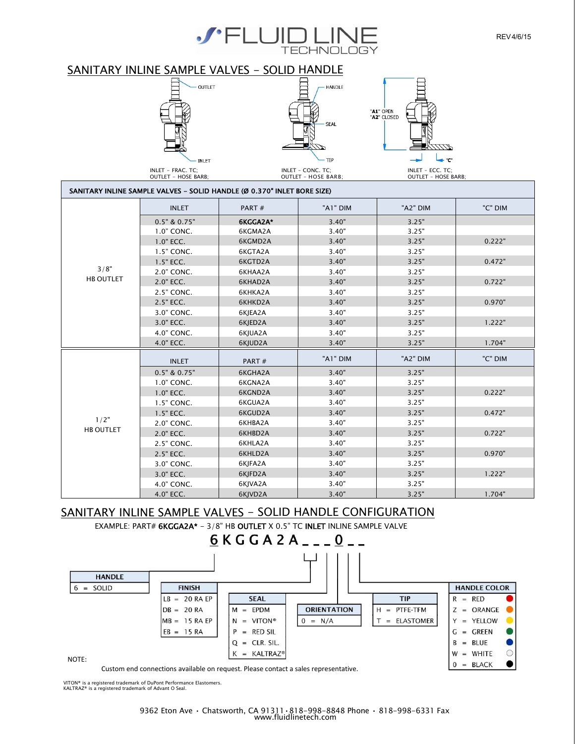# FLUID LINE TECHNOLOGY

REV 4/6/15

## SANITARY INLINE SAMPLE VALVES – SOLID HANDLE

OUTLET — INLET — HANDLE — SEAL — TIP — "A1" OPEN "A2" CLOSED — "C"

INLET – FRAC. TC; OUTLET – HOSE BARB;

INLET – CONC. TC; OUTLET – HOSE BARB;

INLET – ECC. TC; OUTLET – HOSE BARB;

### SANITARY INLINE SAMPLE VALVES – SOLID HANDLE (Ø 0.370" INLET BORE SIZE)

| | INLET | PART # | "A1" DIM | "A2" DIM | "C" DIM |
|---|---|---|---|---|---|
| 3/8" HB OUTLET | 0.5" & 0.75" | **6KGGA2A*** | 3.40" | 3.25" | |
| | 1.0" CONC. | 6KGMA2A | 3.40" | 3.25" | |
| | 1.0" ECC. | 6KGMD2A | 3.40" | 3.25" | 0.222" |
| | 1.5" CONC. | 6KGTA2A | 3.40" | 3.25" | |
| | 1.5" ECC. | 6KGTD2A | 3.40" | 3.25" | 0.472" |
| | 2.0" CONC. | 6KHAA2A | 3.40" | 3.25" | |
| | 2.0" ECC. | 6KHAD2A | 3.40" | 3.25" | 0.722" |
| | 2.5" CONC. | 6KHKA2A | 3.40" | 3.25" | |
| | 2.5" ECC. | 6KHKD2A | 3.40" | 3.25" | 0.970" |
| | 3.0" CONC. | 6KJEA2A | 3.40" | 3.25" | |
| | 3.0" ECC. | 6KJED2A | 3.40" | 3.25" | 1.222" |
| | 4.0" CONC. | 6KJUA2A | 3.40" | 3.25" | |
| | 4.0" ECC. | 6KJUD2A | 3.40" | 3.25" | 1.704" |

| | INLET | PART # | "A1" DIM | "A2" DIM | "C" DIM |
|---|---|---|---|---|---|
| 1/2" HB OUTLET | 0.5" & 0.75" | 6KGHA2A | 3.40" | 3.25" | |
| | 1.0" CONC. | 6KGNA2A | 3.40" | 3.25" | |
| | 1.0" ECC. | 6KGND2A | 3.40" | 3.25" | 0.222" |
| | 1.5" CONC. | 6KGUA2A | 3.40" | 3.25" | |
| | 1.5" ECC. | 6KGUD2A | 3.40" | 3.25" | 0.472" |
| | 2.0" CONC. | 6KHBA2A | 3.40" | 3.25" | |
| | 2.0" ECC. | 6KHBD2A | 3.40" | 3.25" | 0.722" |
| | 2.5" CONC. | 6KHLA2A | 3.40" | 3.25" | |
| | 2.5" ECC. | 6KHLD2A | 3.40" | 3.25" | 0.970" |
| | 3.0" CONC. | 6KJFA2A | 3.40" | 3.25" | |
| | 3.0" ECC. | 6KJFD2A | 3.40" | 3.25" | 1.222" |
| | 4.0" CONC. | 6KJVA2A | 3.40" | 3.25" | |
| | 4.0" ECC. | 6KJVD2A | 3.40" | 3.25" | 1.704" |

## SANITARY INLINE SAMPLE VALVES – SOLID HANDLE CONFIGURATION

EXAMPLE: PART# **6KGGA2A*** – 3/8" HB **OUTLET** X 0.5" TC **INLET** INLINE SAMPLE VALVE

**6 K G G A 2 A _ _ _ 0 _ _**

| HANDLE |
|---|
| 6 = SOLID |

| FINISH |
|---|
| LB = 20 RA EP |
| DB = 20 RA |
| MB = 15 RA EP |
| EB = 15 RA |

| SEAL |
|---|
| M = EPDM |
| N = VITON® |
| P = RED SIL |
| Q = CLR. SIL. |
| K = KALTRAZ® |

| ORIENTATION |
|---|
| 0 = N/A |

| TIP |
|---|
| H = PTFE-TFM |
| T = ELASTOMER |

| HANDLE COLOR |
|---|
| R = RED |
| Z = ORANGE |
| Y = YELLOW |
| G = GREEN |
| B = BLUE |
| W = WHITE |
| 0 = BLACK |

NOTE:

Custom end connections available on request. Please contact a sales representative.

VITON® is a registered trademark of DuPont Performance Elastomers.
KALTRAZ® is a registered trademark of Advant O Seal.

9362 Eton Ave • Chatsworth, CA 91311 • 818-998-8848 Phone • 818-998-6331 Fax
www.fluidlinetech.com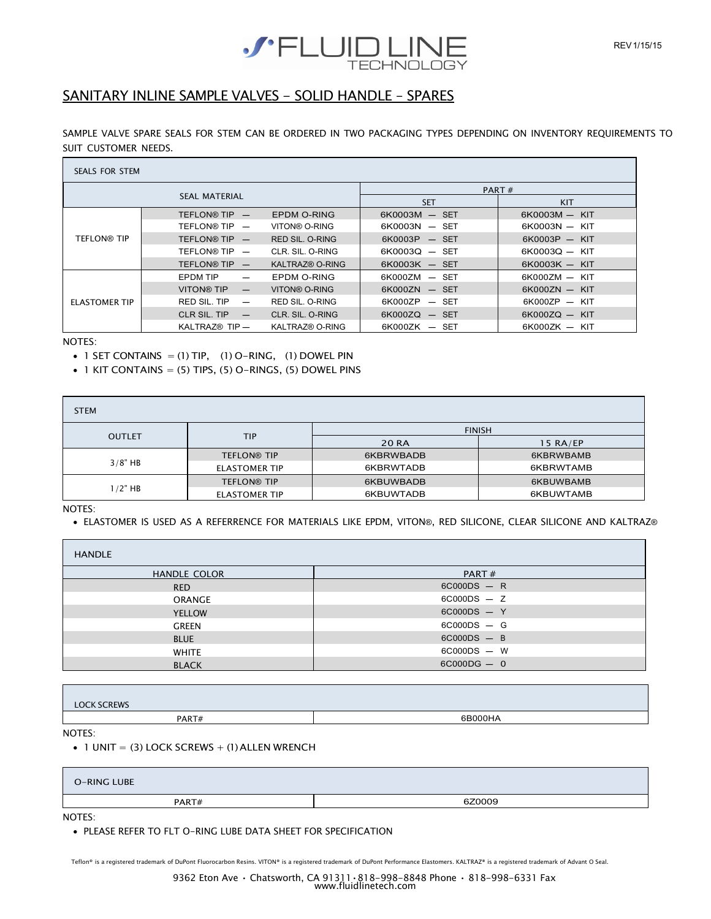## SANITARY INLINE SAMPLE VALVES – SOLID HANDLE – SPARES

SAMPLE VALVE SPARE SEALS FOR STEM CAN BE ORDERED IN TWO PACKAGING TYPES DEPENDING ON INVENTORY REQUIREMENTS TO SUIT CUSTOMER NEEDS.

| SEALS FOR STEM | | | |
|---|---|---|---|
| SEAL MATERIAL | | PART # | |
| | | SET | KIT |
| TEFLON® TIP | TEFLON® TIP — EPDM O-RING | 6K0003M — SET | 6K0003M — KIT |
| | TEFLON® TIP — VITON® O-RING | 6K0003N — SET | 6K0003N — KIT |
| | TEFLON® TIP — RED SIL. O-RING | 6K0003P — SET | 6K0003P — KIT |
| | TEFLON® TIP — CLR. SIL. O-RING | 6K0003Q — SET | 6K0003Q — KIT |
| | TEFLON® TIP — KALTRAZ® O-RING | 6K0003K — SET | 6K0003K — KIT |
| ELASTOMER TIP | EPDM TIP — EPDM O-RING | 6K000ZM — SET | 6K000ZM — KIT |
| | VITON® TIP — VITON® O-RING | 6K000ZN — SET | 6K000ZN — KIT |
| | RED SIL. TIP — RED SIL. O-RING | 6K000ZP — SET | 6K000ZP — KIT |
| | CLR SIL. TIP — CLR. SIL. O-RING | 6K000ZQ — SET | 6K000ZQ — KIT |
| | KALTRAZ® TIP — KALTRAZ® O-RING | 6K000ZK — SET | 6K000ZK — KIT |

NOTES:

- 1 SET CONTAINS = (1) TIP, (1) O-RING, (1) DOWEL PIN
- 1 KIT CONTAINS = (5) TIPS, (5) O-RINGS, (5) DOWEL PINS

| STEM | | | |
|---|---|---|---|
| OUTLET | TIP | FINISH | |
| | | 20 RA | 15 RA/EP |
| 3/8" HB | TEFLON® TIP | 6KBRWBADB | 6KBRWBAMB |
| | ELASTOMER TIP | 6KBRWTADB | 6KBRWTAMB |
| 1/2" HB | TEFLON® TIP | 6KBUWBADB | 6KBUWBAMB |
| | ELASTOMER TIP | 6KBUWTADB | 6KBUWTAMB |

NOTES:

- ELASTOMER IS USED AS A REFERRENCE FOR MATERIALS LIKE EPDM, VITON®, RED SILICONE, CLEAR SILICONE AND KALTRAZ®

| HANDLE | |
|---|---|
| HANDLE COLOR | PART # |
| RED | 6C000DS — R |
| ORANGE | 6C000DS — Z |
| YELLOW | 6C000DS — Y |
| GREEN | 6C000DS — G |
| BLUE | 6C000DS — B |
| WHITE | 6C000DS — W |
| BLACK | 6C000DG — 0 |

| LOCK SCREWS | |
|---|---|
| PART# | 6B000HA |

NOTES:

- 1 UNIT = (3) LOCK SCREWS + (1) ALLEN WRENCH

| O-RING LUBE | |
|---|---|
| PART# | 6Z0009 |

NOTES:

- PLEASE REFER TO FLT O-RING LUBE DATA SHEET FOR SPECIFICATION

Teflon® is a registered trademark of DuPont Fluorocarbon Resins. VITON® is a registered trademark of DuPont Performance Elastomers. KALTRAZ® is a registered trademark of Advant O Seal.

9362 Eton Ave • Chatsworth, CA 91311 • 818-998-8848 Phone • 818-998-6331 Fax
www.fluidlinetech.com